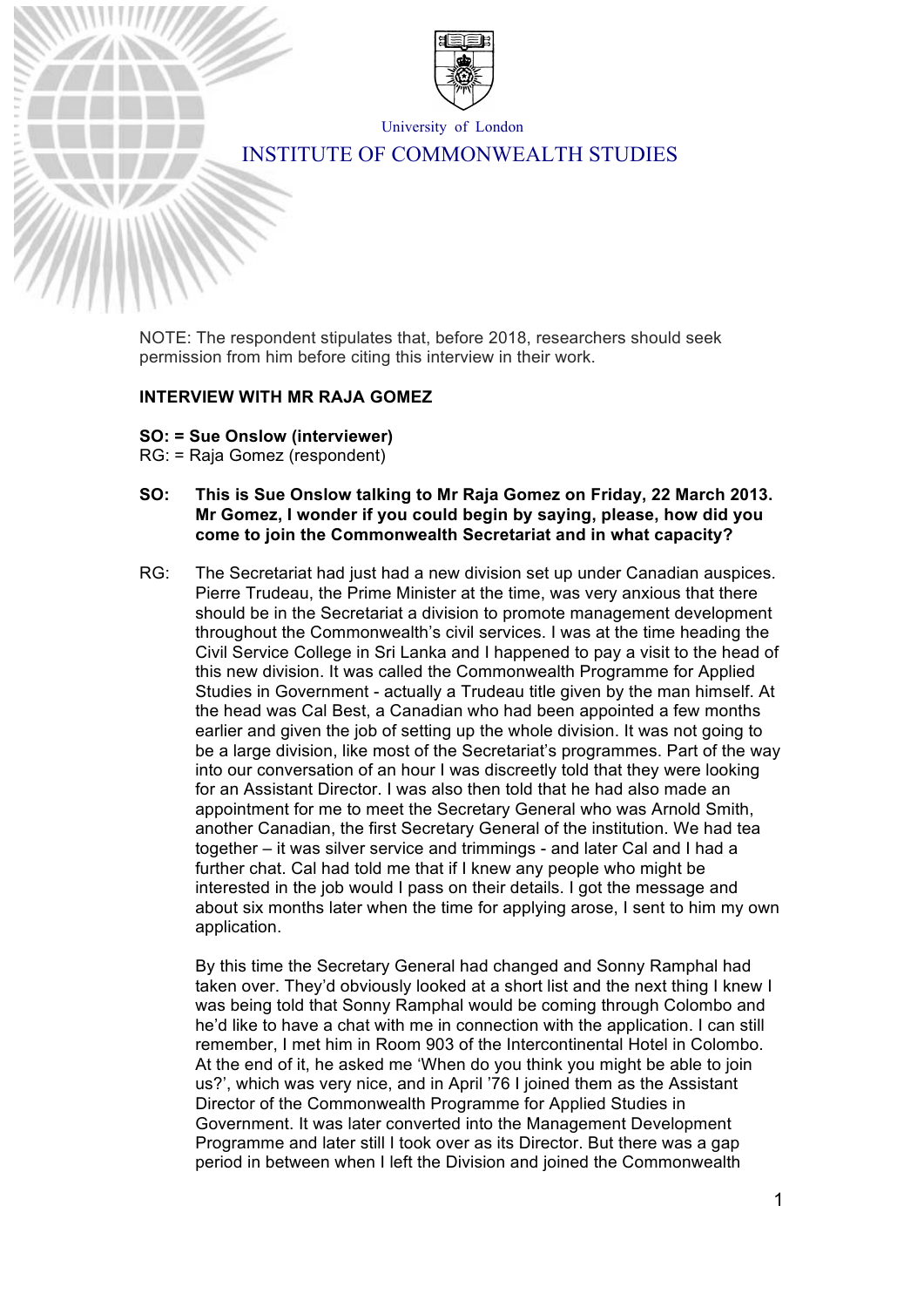University of London

INSTITUTE OF COMMONWEALTH STUDIES

NOTE: The respondent stipulates that, before 2018, researchers should seek permission from him before citing this interview in their work.

**INTERVIEW WITH MR RAJA GOMEZ**

**SO: = Sue Onslow (interviewer)**
RG: = Raja Gomez (respondent)

**SO: This is Sue Onslow talking to Mr Raja Gomez on Friday, 22 March 2013. Mr Gomez, I wonder if you could begin by saying, please, how did you come to join the Commonwealth Secretariat and in what capacity?**

RG: The Secretariat had just had a new division set up under Canadian auspices. Pierre Trudeau, the Prime Minister at the time, was very anxious that there should be in the Secretariat a division to promote management development throughout the Commonwealth's civil services. I was at the time heading the Civil Service College in Sri Lanka and I happened to pay a visit to the head of this new division. It was called the Commonwealth Programme for Applied Studies in Government - actually a Trudeau title given by the man himself. At the head was Cal Best, a Canadian who had been appointed a few months earlier and given the job of setting up the whole division. It was not going to be a large division, like most of the Secretariat's programmes. Part of the way into our conversation of an hour I was discreetly told that they were looking for an Assistant Director. I was also then told that he had also made an appointment for me to meet the Secretary General who was Arnold Smith, another Canadian, the first Secretary General of the institution. We had tea together – it was silver service and trimmings - and later Cal and I had a further chat. Cal had told me that if I knew any people who might be interested in the job would I pass on their details. I got the message and about six months later when the time for applying arose, I sent to him my own application.

By this time the Secretary General had changed and Sonny Ramphal had taken over. They'd obviously looked at a short list and the next thing I knew I was being told that Sonny Ramphal would be coming through Colombo and he'd like to have a chat with me in connection with the application. I can still remember, I met him in Room 903 of the Intercontinental Hotel in Colombo. At the end of it, he asked me 'When do you think you might be able to join us?', which was very nice, and in April '76 I joined them as the Assistant Director of the Commonwealth Programme for Applied Studies in Government. It was later converted into the Management Development Programme and later still I took over as its Director. But there was a gap period in between when I left the Division and joined the Commonwealth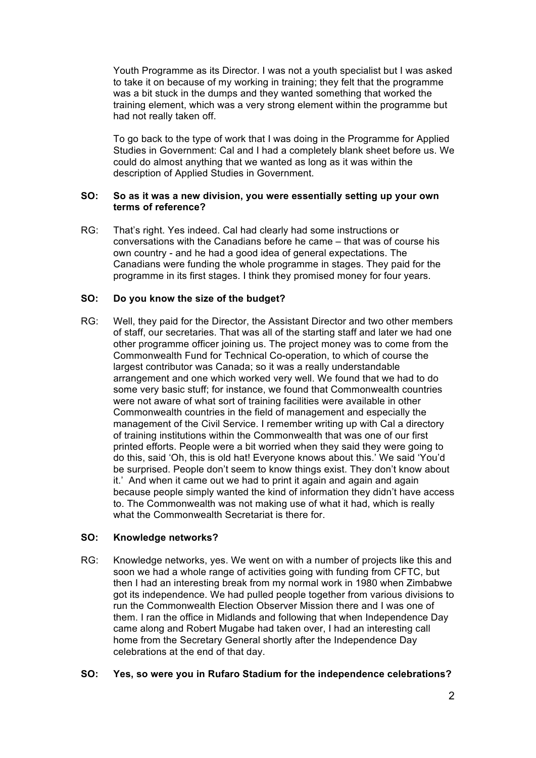Youth Programme as its Director. I was not a youth specialist but I was asked to take it on because of my working in training; they felt that the programme was a bit stuck in the dumps and they wanted something that worked the training element, which was a very strong element within the programme but had not really taken off.

To go back to the type of work that I was doing in the Programme for Applied Studies in Government: Cal and I had a completely blank sheet before us. We could do almost anything that we wanted as long as it was within the description of Applied Studies in Government.

**SO: So as it was a new division, you were essentially setting up your own terms of reference?**

RG: That's right. Yes indeed. Cal had clearly had some instructions or conversations with the Canadians before he came – that was of course his own country - and he had a good idea of general expectations. The Canadians were funding the whole programme in stages. They paid for the programme in its first stages. I think they promised money for four years.

**SO: Do you know the size of the budget?**

RG: Well, they paid for the Director, the Assistant Director and two other members of staff, our secretaries. That was all of the starting staff and later we had one other programme officer joining us. The project money was to come from the Commonwealth Fund for Technical Co-operation, to which of course the largest contributor was Canada; so it was a really understandable arrangement and one which worked very well. We found that we had to do some very basic stuff; for instance, we found that Commonwealth countries were not aware of what sort of training facilities were available in other Commonwealth countries in the field of management and especially the management of the Civil Service. I remember writing up with Cal a directory of training institutions within the Commonwealth that was one of our first printed efforts. People were a bit worried when they said they were going to do this, said 'Oh, this is old hat! Everyone knows about this.' We said 'You'd be surprised. People don't seem to know things exist. They don't know about it.' And when it came out we had to print it again and again and again because people simply wanted the kind of information they didn't have access to. The Commonwealth was not making use of what it had, which is really what the Commonwealth Secretariat is there for.

**SO: Knowledge networks?**

RG: Knowledge networks, yes. We went on with a number of projects like this and soon we had a whole range of activities going with funding from CFTC, but then I had an interesting break from my normal work in 1980 when Zimbabwe got its independence. We had pulled people together from various divisions to run the Commonwealth Election Observer Mission there and I was one of them. I ran the office in Midlands and following that when Independence Day came along and Robert Mugabe had taken over, I had an interesting call home from the Secretary General shortly after the Independence Day celebrations at the end of that day.

**SO: Yes, so were you in Rufaro Stadium for the independence celebrations?**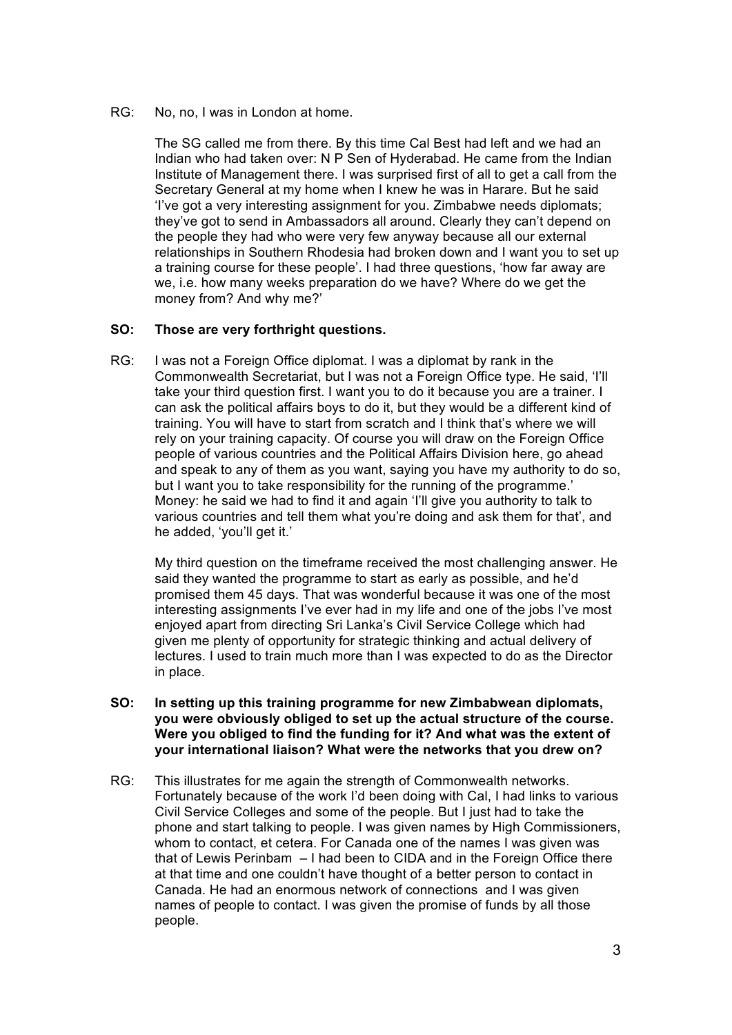RG: No, no, I was in London at home.

The SG called me from there. By this time Cal Best had left and we had an Indian who had taken over: N P Sen of Hyderabad. He came from the Indian Institute of Management there. I was surprised first of all to get a call from the Secretary General at my home when I knew he was in Harare. But he said 'I've got a very interesting assignment for you. Zimbabwe needs diplomats; they've got to send in Ambassadors all around. Clearly they can't depend on the people they had who were very few anyway because all our external relationships in Southern Rhodesia had broken down and I want you to set up a training course for these people'. I had three questions, 'how far away are we, i.e. how many weeks preparation do we have? Where do we get the money from? And why me?'

**SO: Those are very forthright questions.**

RG: I was not a Foreign Office diplomat. I was a diplomat by rank in the Commonwealth Secretariat, but I was not a Foreign Office type. He said, 'I'll take your third question first. I want you to do it because you are a trainer. I can ask the political affairs boys to do it, but they would be a different kind of training. You will have to start from scratch and I think that's where we will rely on your training capacity. Of course you will draw on the Foreign Office people of various countries and the Political Affairs Division here, go ahead and speak to any of them as you want, saying you have my authority to do so, but I want you to take responsibility for the running of the programme.' Money: he said we had to find it and again 'I'll give you authority to talk to various countries and tell them what you're doing and ask them for that', and he added, 'you'll get it.'

My third question on the timeframe received the most challenging answer. He said they wanted the programme to start as early as possible, and he'd promised them 45 days. That was wonderful because it was one of the most interesting assignments I've ever had in my life and one of the jobs I've most enjoyed apart from directing Sri Lanka's Civil Service College which had given me plenty of opportunity for strategic thinking and actual delivery of lectures. I used to train much more than I was expected to do as the Director in place.

**SO: In setting up this training programme for new Zimbabwean diplomats, you were obviously obliged to set up the actual structure of the course. Were you obliged to find the funding for it? And what was the extent of your international liaison? What were the networks that you drew on?**

RG: This illustrates for me again the strength of Commonwealth networks. Fortunately because of the work I'd been doing with Cal, I had links to various Civil Service Colleges and some of the people. But I just had to take the phone and start talking to people. I was given names by High Commissioners, whom to contact, et cetera. For Canada one of the names I was given was that of Lewis Perinbam – I had been to CIDA and in the Foreign Office there at that time and one couldn't have thought of a better person to contact in Canada. He had an enormous network of connections and I was given names of people to contact. I was given the promise of funds by all those people.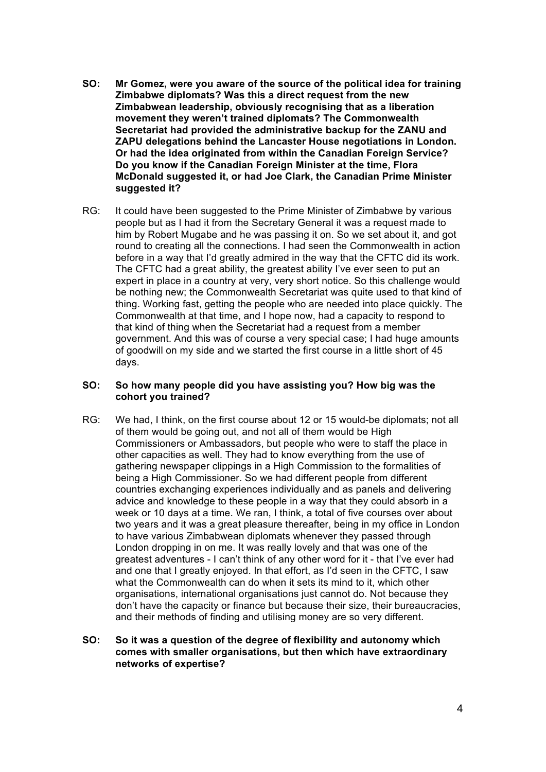**SO: Mr Gomez, were you aware of the source of the political idea for training Zimbabwe diplomats? Was this a direct request from the new Zimbabwean leadership, obviously recognising that as a liberation movement they weren't trained diplomats? The Commonwealth Secretariat had provided the administrative backup for the ZANU and ZAPU delegations behind the Lancaster House negotiations in London. Or had the idea originated from within the Canadian Foreign Service? Do you know if the Canadian Foreign Minister at the time, Flora McDonald suggested it, or had Joe Clark, the Canadian Prime Minister suggested it?**

RG: It could have been suggested to the Prime Minister of Zimbabwe by various people but as I had it from the Secretary General it was a request made to him by Robert Mugabe and he was passing it on. So we set about it, and got round to creating all the connections. I had seen the Commonwealth in action before in a way that I'd greatly admired in the way that the CFTC did its work. The CFTC had a great ability, the greatest ability I've ever seen to put an expert in place in a country at very, very short notice. So this challenge would be nothing new; the Commonwealth Secretariat was quite used to that kind of thing. Working fast, getting the people who are needed into place quickly. The Commonwealth at that time, and I hope now, had a capacity to respond to that kind of thing when the Secretariat had a request from a member government. And this was of course a very special case; I had huge amounts of goodwill on my side and we started the first course in a little short of 45 days.

**SO: So how many people did you have assisting you? How big was the cohort you trained?**

RG: We had, I think, on the first course about 12 or 15 would-be diplomats; not all of them would be going out, and not all of them would be High Commissioners or Ambassadors, but people who were to staff the place in other capacities as well. They had to know everything from the use of gathering newspaper clippings in a High Commission to the formalities of being a High Commissioner. So we had different people from different countries exchanging experiences individually and as panels and delivering advice and knowledge to these people in a way that they could absorb in a week or 10 days at a time. We ran, I think, a total of five courses over about two years and it was a great pleasure thereafter, being in my office in London to have various Zimbabwean diplomats whenever they passed through London dropping in on me. It was really lovely and that was one of the greatest adventures - I can't think of any other word for it - that I've ever had and one that I greatly enjoyed. In that effort, as I'd seen in the CFTC, I saw what the Commonwealth can do when it sets its mind to it, which other organisations, international organisations just cannot do. Not because they don't have the capacity or finance but because their size, their bureaucracies, and their methods of finding and utilising money are so very different.

**SO: So it was a question of the degree of flexibility and autonomy which comes with smaller organisations, but then which have extraordinary networks of expertise?**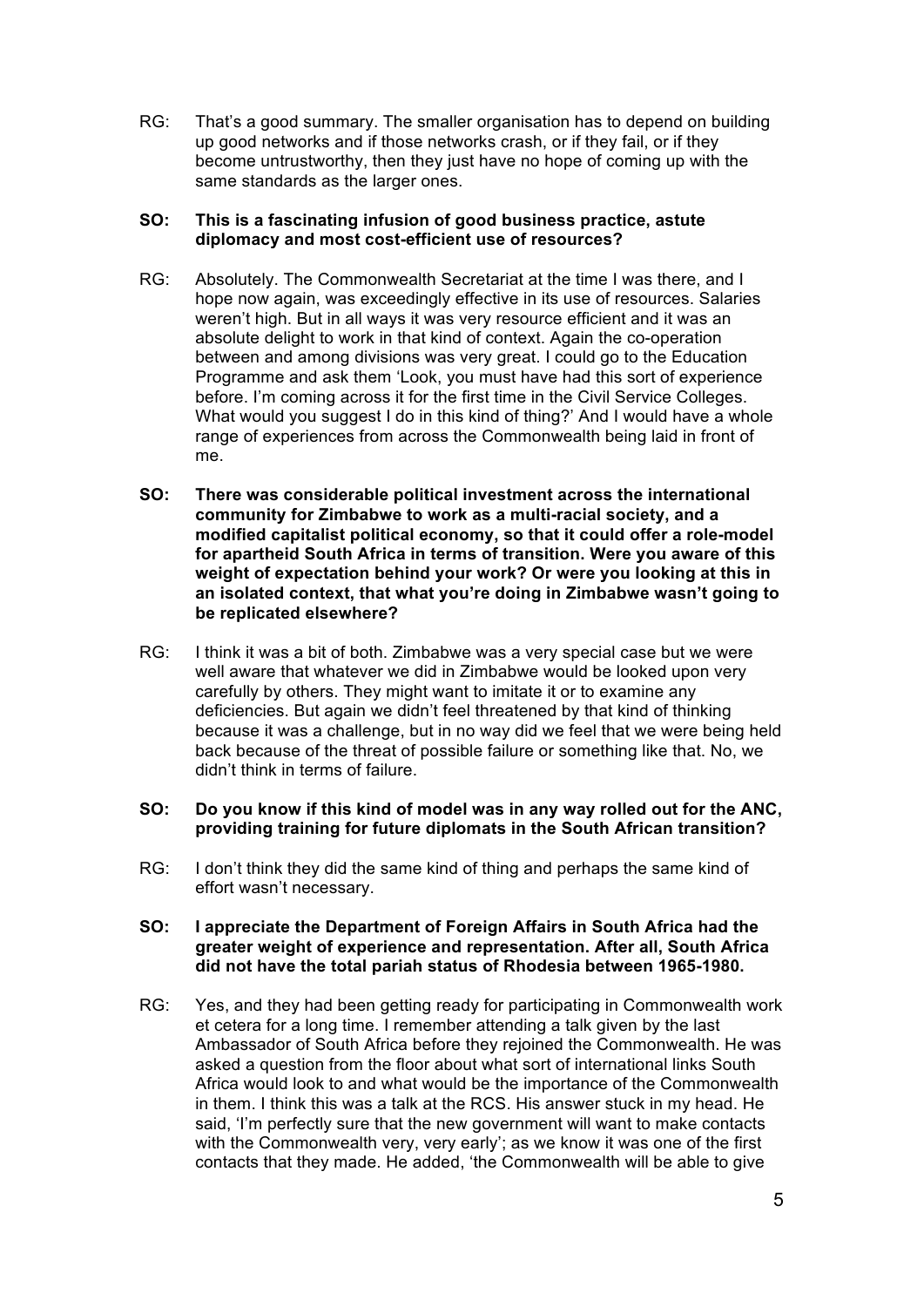RG: That's a good summary. The smaller organisation has to depend on building up good networks and if those networks crash, or if they fail, or if they become untrustworthy, then they just have no hope of coming up with the same standards as the larger ones.

**SO: This is a fascinating infusion of good business practice, astute diplomacy and most cost-efficient use of resources?**

RG: Absolutely. The Commonwealth Secretariat at the time I was there, and I hope now again, was exceedingly effective in its use of resources. Salaries weren't high. But in all ways it was very resource efficient and it was an absolute delight to work in that kind of context. Again the co-operation between and among divisions was very great. I could go to the Education Programme and ask them 'Look, you must have had this sort of experience before. I'm coming across it for the first time in the Civil Service Colleges. What would you suggest I do in this kind of thing?' And I would have a whole range of experiences from across the Commonwealth being laid in front of me.

**SO: There was considerable political investment across the international community for Zimbabwe to work as a multi-racial society, and a modified capitalist political economy, so that it could offer a role-model for apartheid South Africa in terms of transition. Were you aware of this weight of expectation behind your work? Or were you looking at this in an isolated context, that what you're doing in Zimbabwe wasn't going to be replicated elsewhere?**

RG: I think it was a bit of both. Zimbabwe was a very special case but we were well aware that whatever we did in Zimbabwe would be looked upon very carefully by others. They might want to imitate it or to examine any deficiencies. But again we didn't feel threatened by that kind of thinking because it was a challenge, but in no way did we feel that we were being held back because of the threat of possible failure or something like that. No, we didn't think in terms of failure.

**SO: Do you know if this kind of model was in any way rolled out for the ANC, providing training for future diplomats in the South African transition?**

RG: I don't think they did the same kind of thing and perhaps the same kind of effort wasn't necessary.

**SO: I appreciate the Department of Foreign Affairs in South Africa had the greater weight of experience and representation. After all, South Africa did not have the total pariah status of Rhodesia between 1965-1980.**

RG: Yes, and they had been getting ready for participating in Commonwealth work et cetera for a long time. I remember attending a talk given by the last Ambassador of South Africa before they rejoined the Commonwealth. He was asked a question from the floor about what sort of international links South Africa would look to and what would be the importance of the Commonwealth in them. I think this was a talk at the RCS. His answer stuck in my head. He said, 'I'm perfectly sure that the new government will want to make contacts with the Commonwealth very, very early'; as we know it was one of the first contacts that they made. He added, 'the Commonwealth will be able to give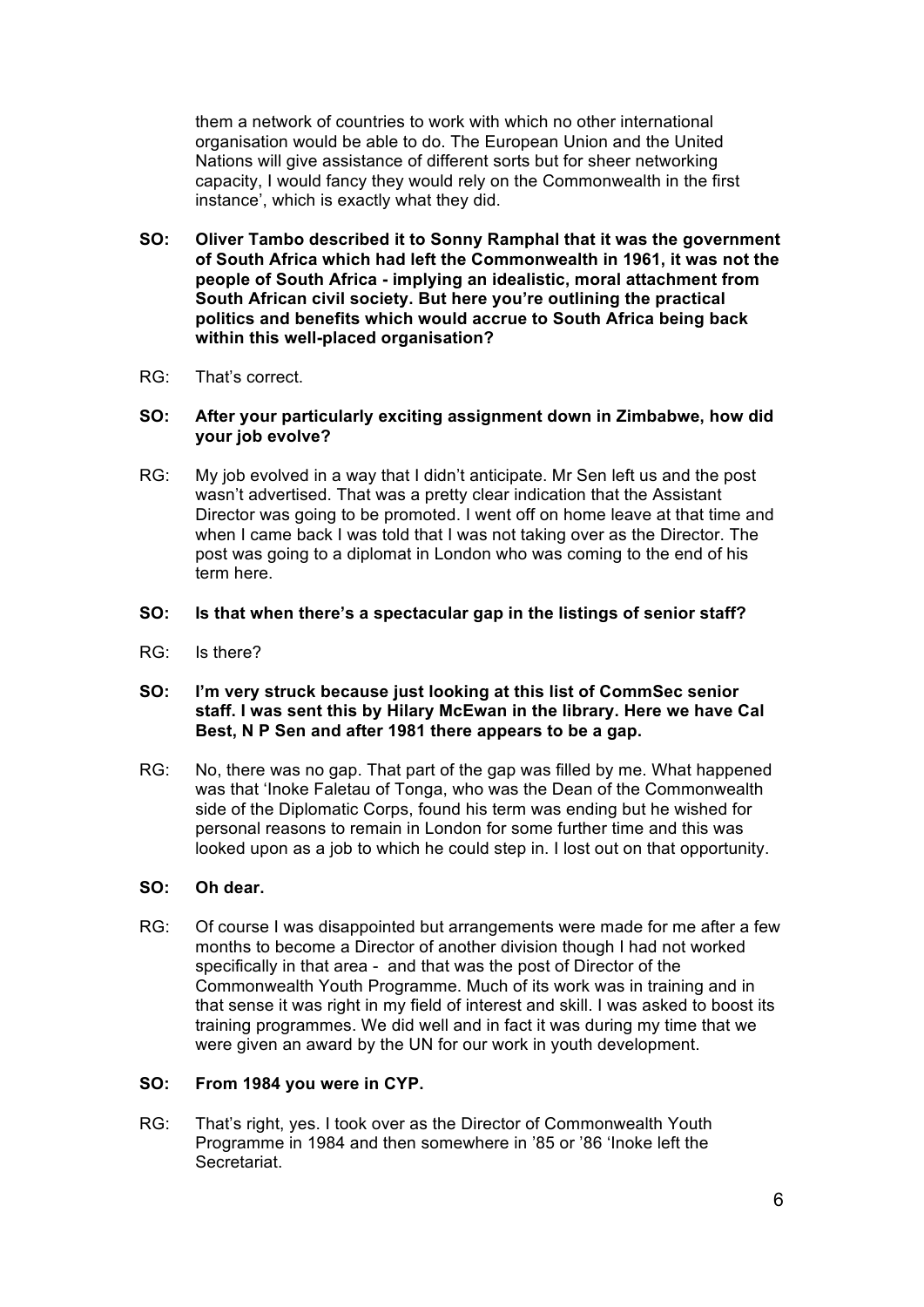them a network of countries to work with which no other international organisation would be able to do. The European Union and the United Nations will give assistance of different sorts but for sheer networking capacity, I would fancy they would rely on the Commonwealth in the first instance', which is exactly what they did.

**SO: Oliver Tambo described it to Sonny Ramphal that it was the government of South Africa which had left the Commonwealth in 1961, it was not the people of South Africa - implying an idealistic, moral attachment from South African civil society. But here you're outlining the practical politics and benefits which would accrue to South Africa being back within this well-placed organisation?**

RG: That's correct.

**SO: After your particularly exciting assignment down in Zimbabwe, how did your job evolve?**

RG: My job evolved in a way that I didn't anticipate. Mr Sen left us and the post wasn't advertised. That was a pretty clear indication that the Assistant Director was going to be promoted. I went off on home leave at that time and when I came back I was told that I was not taking over as the Director. The post was going to a diplomat in London who was coming to the end of his term here.

**SO: Is that when there's a spectacular gap in the listings of senior staff?**

RG: Is there?

**SO: I'm very struck because just looking at this list of CommSec senior staff. I was sent this by Hilary McEwan in the library. Here we have Cal Best, N P Sen and after 1981 there appears to be a gap.**

RG: No, there was no gap. That part of the gap was filled by me. What happened was that 'Inoke Faletau of Tonga, who was the Dean of the Commonwealth side of the Diplomatic Corps, found his term was ending but he wished for personal reasons to remain in London for some further time and this was looked upon as a job to which he could step in. I lost out on that opportunity.

**SO: Oh dear.**

RG: Of course I was disappointed but arrangements were made for me after a few months to become a Director of another division though I had not worked specifically in that area - and that was the post of Director of the Commonwealth Youth Programme. Much of its work was in training and in that sense it was right in my field of interest and skill. I was asked to boost its training programmes. We did well and in fact it was during my time that we were given an award by the UN for our work in youth development.

**SO: From 1984 you were in CYP.**

RG: That's right, yes. I took over as the Director of Commonwealth Youth Programme in 1984 and then somewhere in '85 or '86 'Inoke left the Secretariat.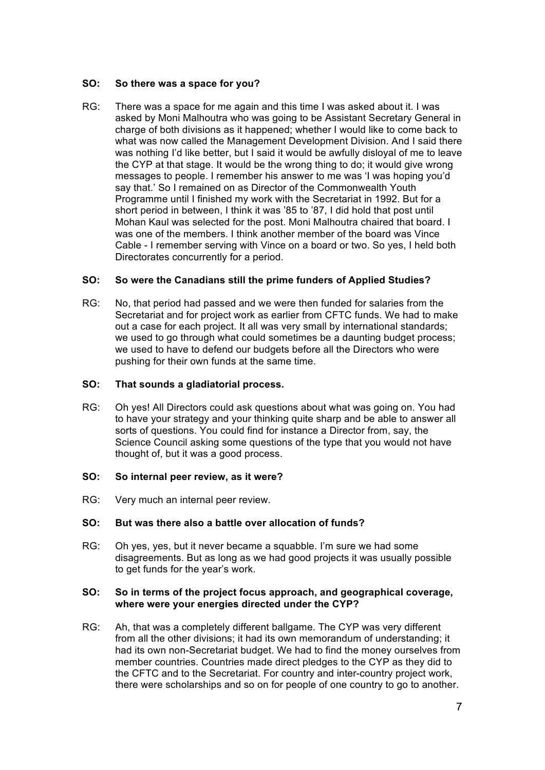**SO: So there was a space for you?**

RG: There was a space for me again and this time I was asked about it. I was asked by Moni Malhoutra who was going to be Assistant Secretary General in charge of both divisions as it happened; whether I would like to come back to what was now called the Management Development Division. And I said there was nothing I'd like better, but I said it would be awfully disloyal of me to leave the CYP at that stage. It would be the wrong thing to do; it would give wrong messages to people. I remember his answer to me was 'I was hoping you'd say that.' So I remained on as Director of the Commonwealth Youth Programme until I finished my work with the Secretariat in 1992. But for a short period in between, I think it was '85 to '87, I did hold that post until Mohan Kaul was selected for the post. Moni Malhoutra chaired that board. I was one of the members. I think another member of the board was Vince Cable - I remember serving with Vince on a board or two. So yes, I held both Directorates concurrently for a period.

**SO: So were the Canadians still the prime funders of Applied Studies?**

RG: No, that period had passed and we were then funded for salaries from the Secretariat and for project work as earlier from CFTC funds. We had to make out a case for each project. It all was very small by international standards; we used to go through what could sometimes be a daunting budget process; we used to have to defend our budgets before all the Directors who were pushing for their own funds at the same time.

**SO: That sounds a gladiatorial process.**

RG: Oh yes! All Directors could ask questions about what was going on. You had to have your strategy and your thinking quite sharp and be able to answer all sorts of questions. You could find for instance a Director from, say, the Science Council asking some questions of the type that you would not have thought of, but it was a good process.

**SO: So internal peer review, as it were?**

RG: Very much an internal peer review.

**SO: But was there also a battle over allocation of funds?**

RG: Oh yes, yes, but it never became a squabble. I'm sure we had some disagreements. But as long as we had good projects it was usually possible to get funds for the year's work.

**SO: So in terms of the project focus approach, and geographical coverage, where were your energies directed under the CYP?**

RG: Ah, that was a completely different ballgame. The CYP was very different from all the other divisions; it had its own memorandum of understanding; it had its own non-Secretariat budget. We had to find the money ourselves from member countries. Countries made direct pledges to the CYP as they did to the CFTC and to the Secretariat. For country and inter-country project work, there were scholarships and so on for people of one country to go to another.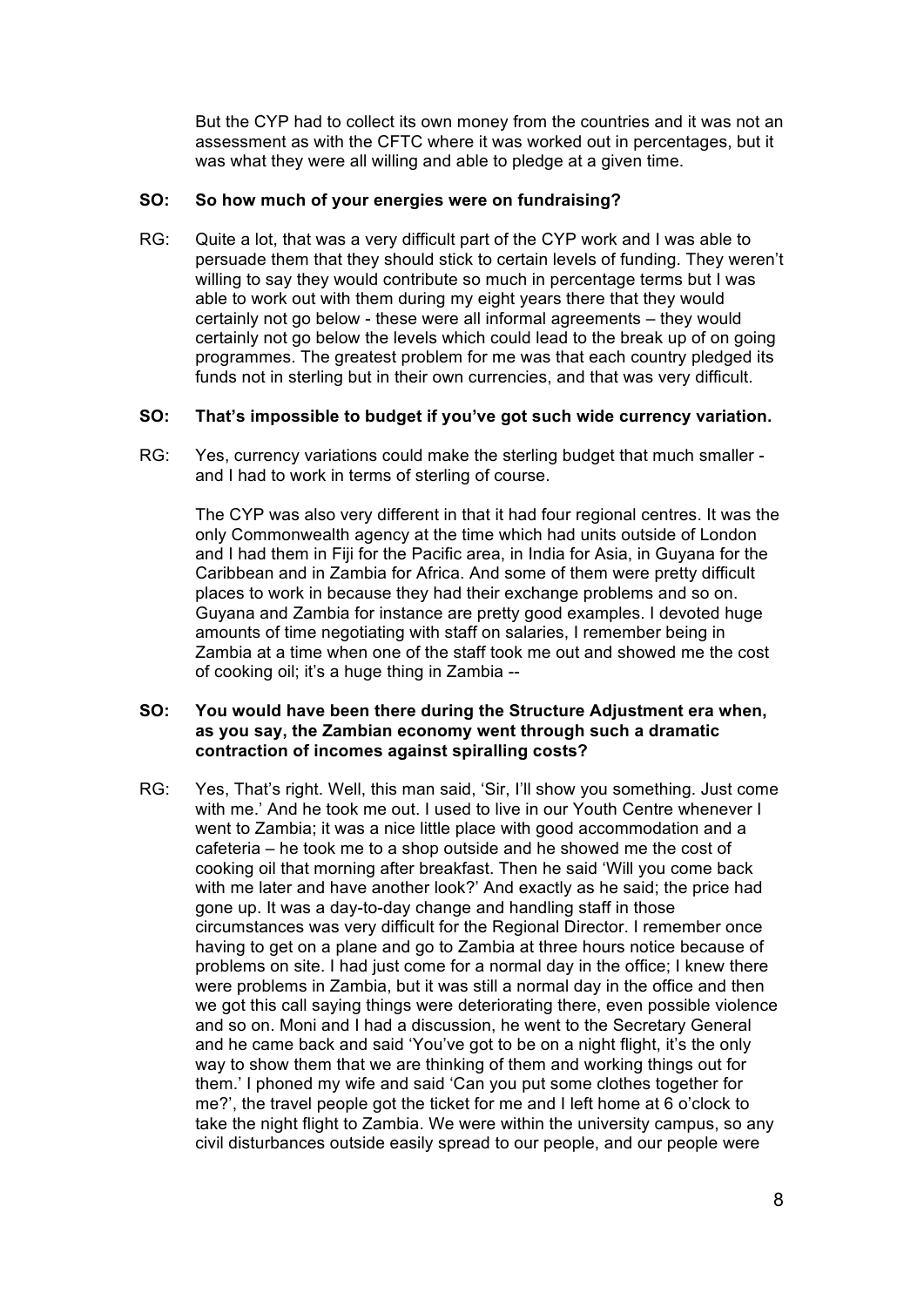But the CYP had to collect its own money from the countries and it was not an assessment as with the CFTC where it was worked out in percentages, but it was what they were all willing and able to pledge at a given time.

**SO: So how much of your energies were on fundraising?**

RG: Quite a lot, that was a very difficult part of the CYP work and I was able to persuade them that they should stick to certain levels of funding. They weren't willing to say they would contribute so much in percentage terms but I was able to work out with them during my eight years there that they would certainly not go below - these were all informal agreements – they would certainly not go below the levels which could lead to the break up of on going programmes. The greatest problem for me was that each country pledged its funds not in sterling but in their own currencies, and that was very difficult.

**SO: That's impossible to budget if you've got such wide currency variation.**

RG: Yes, currency variations could make the sterling budget that much smaller - and I had to work in terms of sterling of course.

The CYP was also very different in that it had four regional centres. It was the only Commonwealth agency at the time which had units outside of London and I had them in Fiji for the Pacific area, in India for Asia, in Guyana for the Caribbean and in Zambia for Africa. And some of them were pretty difficult places to work in because they had their exchange problems and so on. Guyana and Zambia for instance are pretty good examples. I devoted huge amounts of time negotiating with staff on salaries, I remember being in Zambia at a time when one of the staff took me out and showed me the cost of cooking oil; it's a huge thing in Zambia --

**SO: You would have been there during the Structure Adjustment era when, as you say, the Zambian economy went through such a dramatic contraction of incomes against spiralling costs?**

RG: Yes, That's right. Well, this man said, 'Sir, I'll show you something. Just come with me.' And he took me out. I used to live in our Youth Centre whenever I went to Zambia; it was a nice little place with good accommodation and a cafeteria – he took me to a shop outside and he showed me the cost of cooking oil that morning after breakfast. Then he said 'Will you come back with me later and have another look?' And exactly as he said; the price had gone up. It was a day-to-day change and handling staff in those circumstances was very difficult for the Regional Director. I remember once having to get on a plane and go to Zambia at three hours notice because of problems on site. I had just come for a normal day in the office; I knew there were problems in Zambia, but it was still a normal day in the office and then we got this call saying things were deteriorating there, even possible violence and so on. Moni and I had a discussion, he went to the Secretary General and he came back and said 'You've got to be on a night flight, it's the only way to show them that we are thinking of them and working things out for them.' I phoned my wife and said 'Can you put some clothes together for me?', the travel people got the ticket for me and I left home at 6 o'clock to take the night flight to Zambia. We were within the university campus, so any civil disturbances outside easily spread to our people, and our people were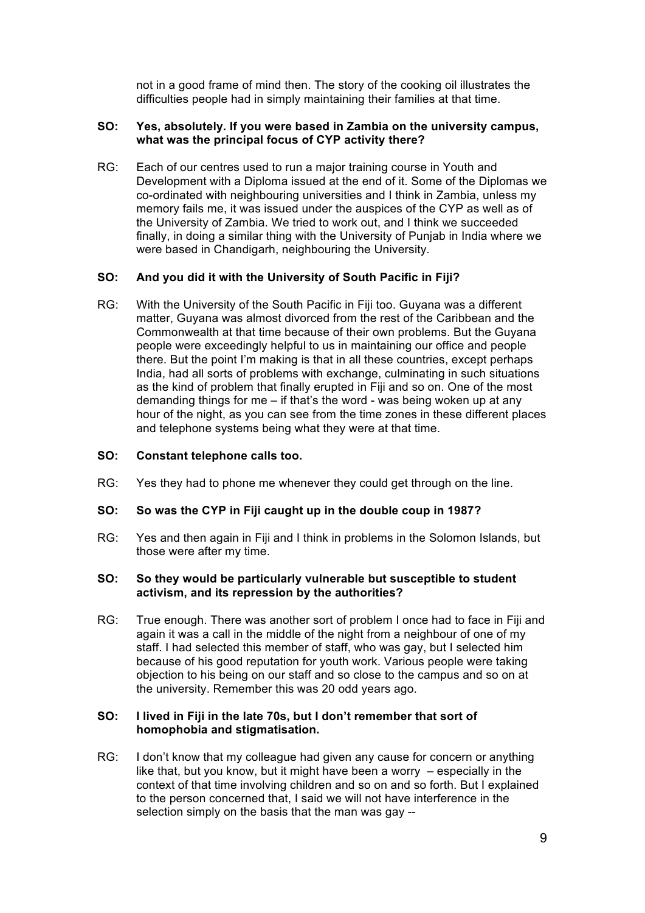not in a good frame of mind then. The story of the cooking oil illustrates the difficulties people had in simply maintaining their families at that time.

**SO: Yes, absolutely. If you were based in Zambia on the university campus, what was the principal focus of CYP activity there?**

RG: Each of our centres used to run a major training course in Youth and Development with a Diploma issued at the end of it. Some of the Diplomas we co-ordinated with neighbouring universities and I think in Zambia, unless my memory fails me, it was issued under the auspices of the CYP as well as of the University of Zambia. We tried to work out, and I think we succeeded finally, in doing a similar thing with the University of Punjab in India where we were based in Chandigarh, neighbouring the University.

**SO: And you did it with the University of South Pacific in Fiji?**

RG: With the University of the South Pacific in Fiji too. Guyana was a different matter, Guyana was almost divorced from the rest of the Caribbean and the Commonwealth at that time because of their own problems. But the Guyana people were exceedingly helpful to us in maintaining our office and people there. But the point I'm making is that in all these countries, except perhaps India, had all sorts of problems with exchange, culminating in such situations as the kind of problem that finally erupted in Fiji and so on. One of the most demanding things for me – if that's the word - was being woken up at any hour of the night, as you can see from the time zones in these different places and telephone systems being what they were at that time.

**SO: Constant telephone calls too.**

RG: Yes they had to phone me whenever they could get through on the line.

**SO: So was the CYP in Fiji caught up in the double coup in 1987?**

RG: Yes and then again in Fiji and I think in problems in the Solomon Islands, but those were after my time.

**SO: So they would be particularly vulnerable but susceptible to student activism, and its repression by the authorities?**

RG: True enough. There was another sort of problem I once had to face in Fiji and again it was a call in the middle of the night from a neighbour of one of my staff. I had selected this member of staff, who was gay, but I selected him because of his good reputation for youth work. Various people were taking objection to his being on our staff and so close to the campus and so on at the university. Remember this was 20 odd years ago.

**SO: I lived in Fiji in the late 70s, but I don't remember that sort of homophobia and stigmatisation.**

RG: I don't know that my colleague had given any cause for concern or anything like that, but you know, but it might have been a worry – especially in the context of that time involving children and so on and so forth. But I explained to the person concerned that, I said we will not have interference in the selection simply on the basis that the man was gay --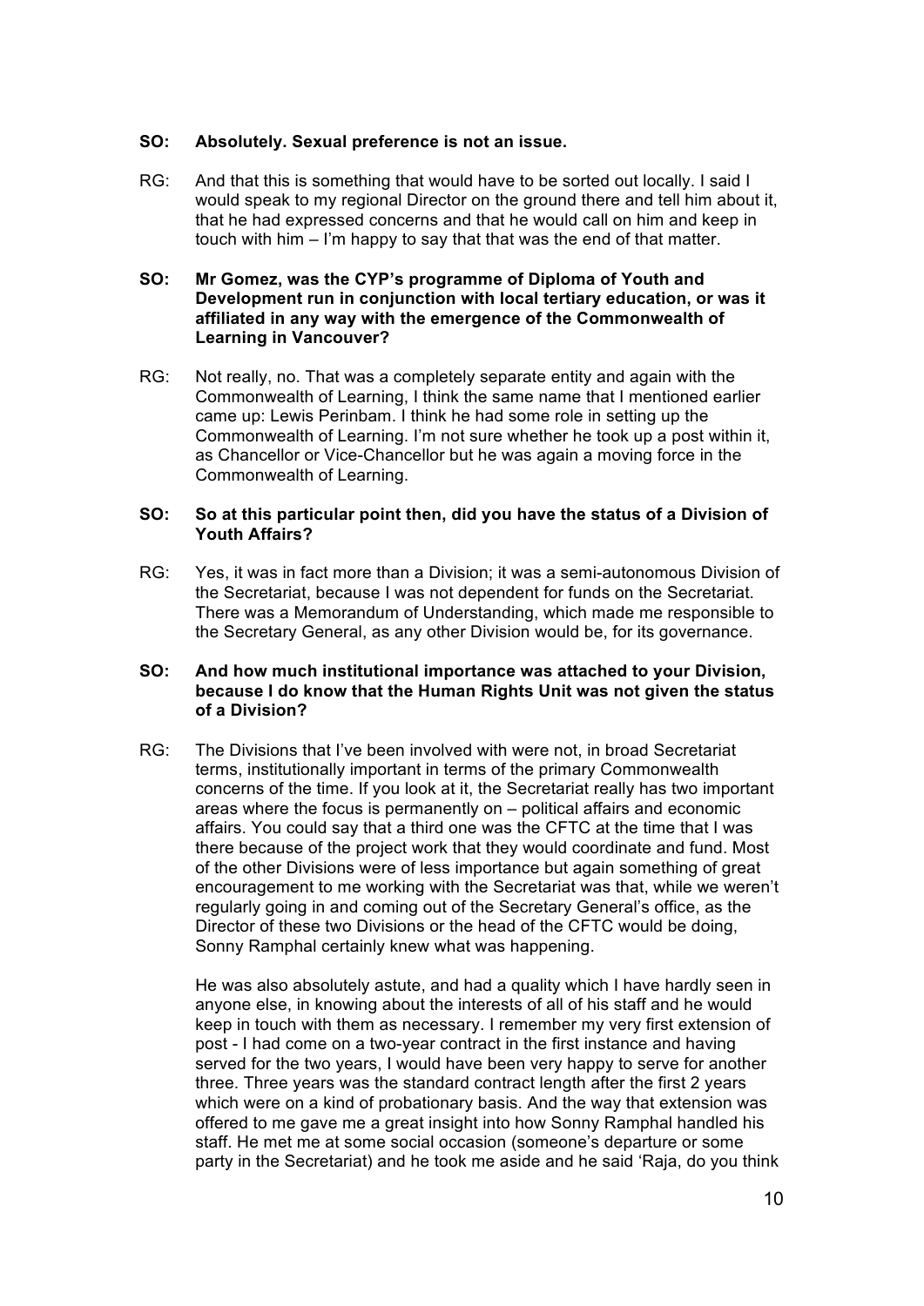**SO: Absolutely. Sexual preference is not an issue.**

RG: And that this is something that would have to be sorted out locally. I said I would speak to my regional Director on the ground there and tell him about it, that he had expressed concerns and that he would call on him and keep in touch with him – I'm happy to say that that was the end of that matter.

**SO: Mr Gomez, was the CYP's programme of Diploma of Youth and Development run in conjunction with local tertiary education, or was it affiliated in any way with the emergence of the Commonwealth of Learning in Vancouver?**

RG: Not really, no. That was a completely separate entity and again with the Commonwealth of Learning, I think the same name that I mentioned earlier came up: Lewis Perinbam. I think he had some role in setting up the Commonwealth of Learning. I'm not sure whether he took up a post within it, as Chancellor or Vice-Chancellor but he was again a moving force in the Commonwealth of Learning.

**SO: So at this particular point then, did you have the status of a Division of Youth Affairs?**

RG: Yes, it was in fact more than a Division; it was a semi-autonomous Division of the Secretariat, because I was not dependent for funds on the Secretariat. There was a Memorandum of Understanding, which made me responsible to the Secretary General, as any other Division would be, for its governance.

**SO: And how much institutional importance was attached to your Division, because I do know that the Human Rights Unit was not given the status of a Division?**

RG: The Divisions that I've been involved with were not, in broad Secretariat terms, institutionally important in terms of the primary Commonwealth concerns of the time. If you look at it, the Secretariat really has two important areas where the focus is permanently on – political affairs and economic affairs. You could say that a third one was the CFTC at the time that I was there because of the project work that they would coordinate and fund. Most of the other Divisions were of less importance but again something of great encouragement to me working with the Secretariat was that, while we weren't regularly going in and coming out of the Secretary General's office, as the Director of these two Divisions or the head of the CFTC would be doing, Sonny Ramphal certainly knew what was happening.

He was also absolutely astute, and had a quality which I have hardly seen in anyone else, in knowing about the interests of all of his staff and he would keep in touch with them as necessary. I remember my very first extension of post - I had come on a two-year contract in the first instance and having served for the two years, I would have been very happy to serve for another three. Three years was the standard contract length after the first 2 years which were on a kind of probationary basis. And the way that extension was offered to me gave me a great insight into how Sonny Ramphal handled his staff. He met me at some social occasion (someone's departure or some party in the Secretariat) and he took me aside and he said 'Raja, do you think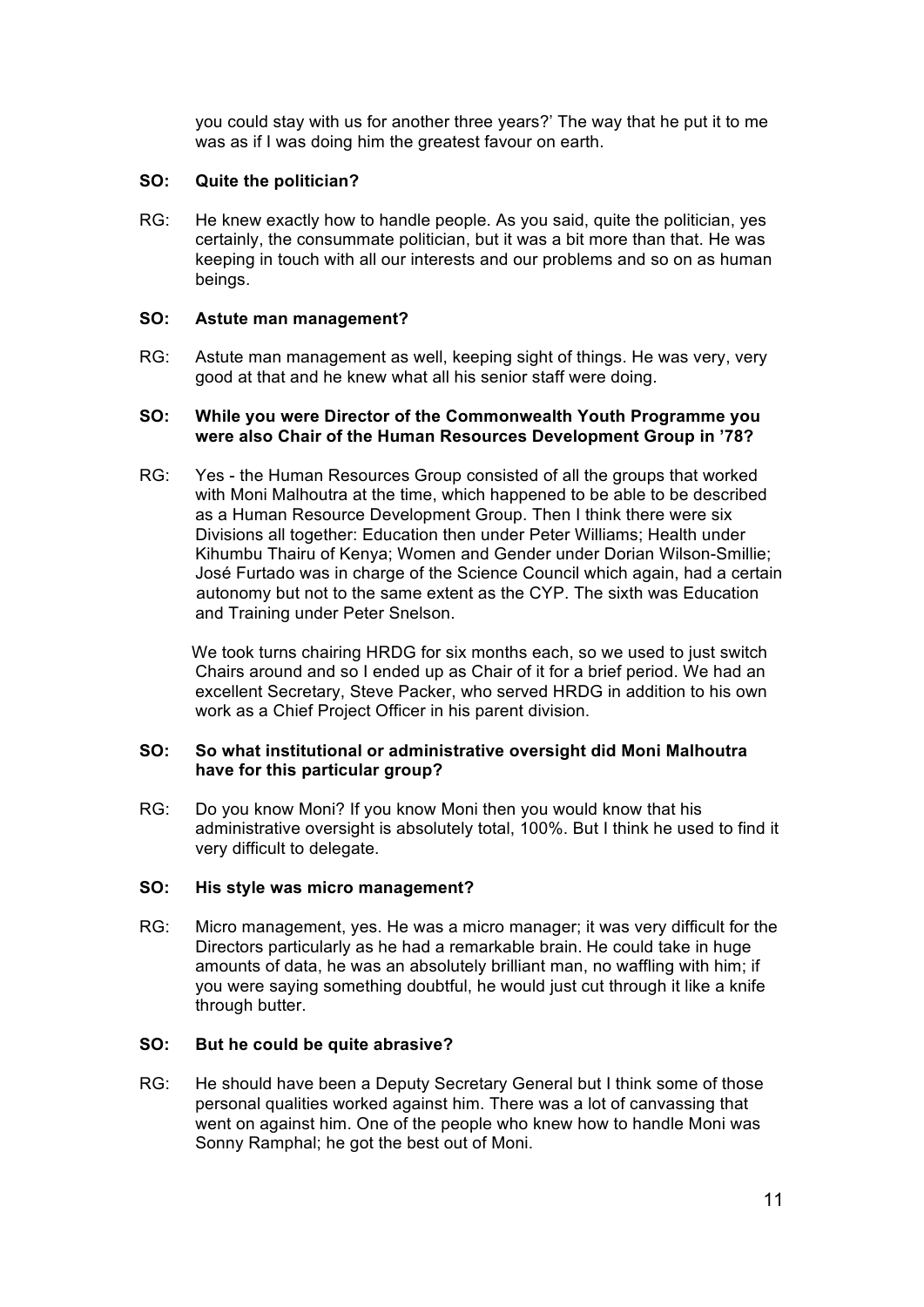you could stay with us for another three years?' The way that he put it to me was as if I was doing him the greatest favour on earth.

**SO: Quite the politician?**

RG: He knew exactly how to handle people. As you said, quite the politician, yes certainly, the consummate politician, but it was a bit more than that. He was keeping in touch with all our interests and our problems and so on as human beings.

**SO: Astute man management?**

RG: Astute man management as well, keeping sight of things. He was very, very good at that and he knew what all his senior staff were doing.

**SO: While you were Director of the Commonwealth Youth Programme you were also Chair of the Human Resources Development Group in '78?**

RG: Yes - the Human Resources Group consisted of all the groups that worked with Moni Malhoutra at the time, which happened to be able to be described as a Human Resource Development Group. Then I think there were six Divisions all together: Education then under Peter Williams; Health under Kihumbu Thairu of Kenya; Women and Gender under Dorian Wilson-Smillie; José Furtado was in charge of the Science Council which again, had a certain autonomy but not to the same extent as the CYP. The sixth was Education and Training under Peter Snelson.

We took turns chairing HRDG for six months each, so we used to just switch Chairs around and so I ended up as Chair of it for a brief period. We had an excellent Secretary, Steve Packer, who served HRDG in addition to his own work as a Chief Project Officer in his parent division.

**SO: So what institutional or administrative oversight did Moni Malhoutra have for this particular group?**

RG: Do you know Moni? If you know Moni then you would know that his administrative oversight is absolutely total, 100%. But I think he used to find it very difficult to delegate.

**SO: His style was micro management?**

RG: Micro management, yes. He was a micro manager; it was very difficult for the Directors particularly as he had a remarkable brain. He could take in huge amounts of data, he was an absolutely brilliant man, no waffling with him; if you were saying something doubtful, he would just cut through it like a knife through butter.

**SO: But he could be quite abrasive?**

RG: He should have been a Deputy Secretary General but I think some of those personal qualities worked against him. There was a lot of canvassing that went on against him. One of the people who knew how to handle Moni was Sonny Ramphal; he got the best out of Moni.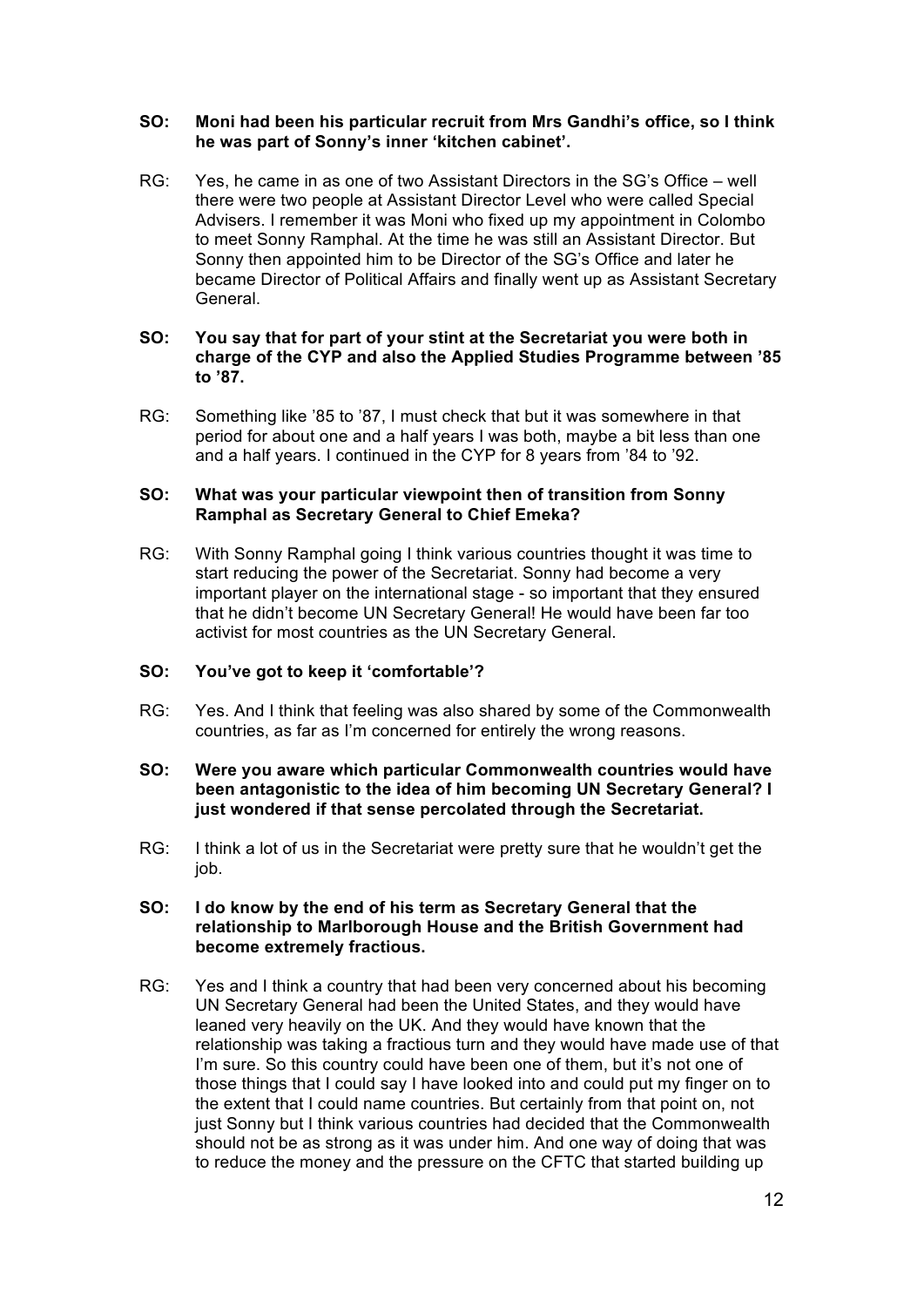**SO: Moni had been his particular recruit from Mrs Gandhi's office, so I think he was part of Sonny's inner 'kitchen cabinet'.**

RG: Yes, he came in as one of two Assistant Directors in the SG's Office – well there were two people at Assistant Director Level who were called Special Advisers. I remember it was Moni who fixed up my appointment in Colombo to meet Sonny Ramphal. At the time he was still an Assistant Director. But Sonny then appointed him to be Director of the SG's Office and later he became Director of Political Affairs and finally went up as Assistant Secretary General.

**SO: You say that for part of your stint at the Secretariat you were both in charge of the CYP and also the Applied Studies Programme between '85 to '87.**

RG: Something like '85 to '87, I must check that but it was somewhere in that period for about one and a half years I was both, maybe a bit less than one and a half years. I continued in the CYP for 8 years from '84 to '92.

**SO: What was your particular viewpoint then of transition from Sonny Ramphal as Secretary General to Chief Emeka?**

RG: With Sonny Ramphal going I think various countries thought it was time to start reducing the power of the Secretariat. Sonny had become a very important player on the international stage - so important that they ensured that he didn't become UN Secretary General! He would have been far too activist for most countries as the UN Secretary General.

**SO: You've got to keep it 'comfortable'?**

RG: Yes. And I think that feeling was also shared by some of the Commonwealth countries, as far as I'm concerned for entirely the wrong reasons.

**SO: Were you aware which particular Commonwealth countries would have been antagonistic to the idea of him becoming UN Secretary General? I just wondered if that sense percolated through the Secretariat.**

RG: I think a lot of us in the Secretariat were pretty sure that he wouldn't get the job.

**SO: I do know by the end of his term as Secretary General that the relationship to Marlborough House and the British Government had become extremely fractious.**

RG: Yes and I think a country that had been very concerned about his becoming UN Secretary General had been the United States, and they would have leaned very heavily on the UK. And they would have known that the relationship was taking a fractious turn and they would have made use of that I'm sure. So this country could have been one of them, but it's not one of those things that I could say I have looked into and could put my finger on to the extent that I could name countries. But certainly from that point on, not just Sonny but I think various countries had decided that the Commonwealth should not be as strong as it was under him. And one way of doing that was to reduce the money and the pressure on the CFTC that started building up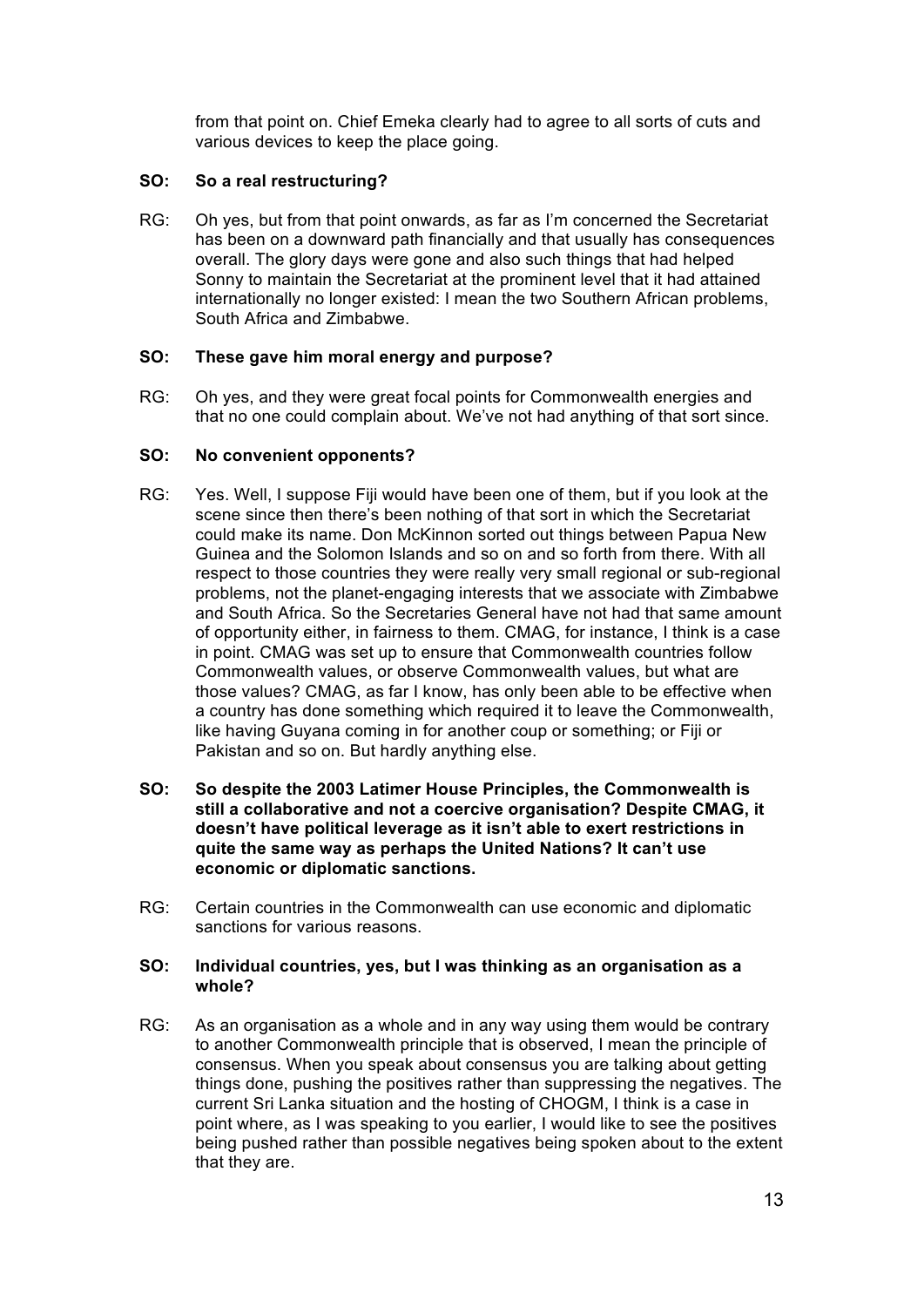from that point on. Chief Emeka clearly had to agree to all sorts of cuts and various devices to keep the place going.

**SO: So a real restructuring?**

RG: Oh yes, but from that point onwards, as far as I'm concerned the Secretariat has been on a downward path financially and that usually has consequences overall. The glory days were gone and also such things that had helped Sonny to maintain the Secretariat at the prominent level that it had attained internationally no longer existed: I mean the two Southern African problems, South Africa and Zimbabwe.

**SO: These gave him moral energy and purpose?**

RG: Oh yes, and they were great focal points for Commonwealth energies and that no one could complain about. We've not had anything of that sort since.

**SO: No convenient opponents?**

RG: Yes. Well, I suppose Fiji would have been one of them, but if you look at the scene since then there's been nothing of that sort in which the Secretariat could make its name. Don McKinnon sorted out things between Papua New Guinea and the Solomon Islands and so on and so forth from there. With all respect to those countries they were really very small regional or sub-regional problems, not the planet-engaging interests that we associate with Zimbabwe and South Africa. So the Secretaries General have not had that same amount of opportunity either, in fairness to them. CMAG, for instance, I think is a case in point. CMAG was set up to ensure that Commonwealth countries follow Commonwealth values, or observe Commonwealth values, but what are those values? CMAG, as far I know, has only been able to be effective when a country has done something which required it to leave the Commonwealth, like having Guyana coming in for another coup or something; or Fiji or Pakistan and so on. But hardly anything else.

**SO: So despite the 2003 Latimer House Principles, the Commonwealth is still a collaborative and not a coercive organisation? Despite CMAG, it doesn't have political leverage as it isn't able to exert restrictions in quite the same way as perhaps the United Nations? It can't use economic or diplomatic sanctions.**

RG: Certain countries in the Commonwealth can use economic and diplomatic sanctions for various reasons.

**SO: Individual countries, yes, but I was thinking as an organisation as a whole?**

RG: As an organisation as a whole and in any way using them would be contrary to another Commonwealth principle that is observed, I mean the principle of consensus. When you speak about consensus you are talking about getting things done, pushing the positives rather than suppressing the negatives. The current Sri Lanka situation and the hosting of CHOGM, I think is a case in point where, as I was speaking to you earlier, I would like to see the positives being pushed rather than possible negatives being spoken about to the extent that they are.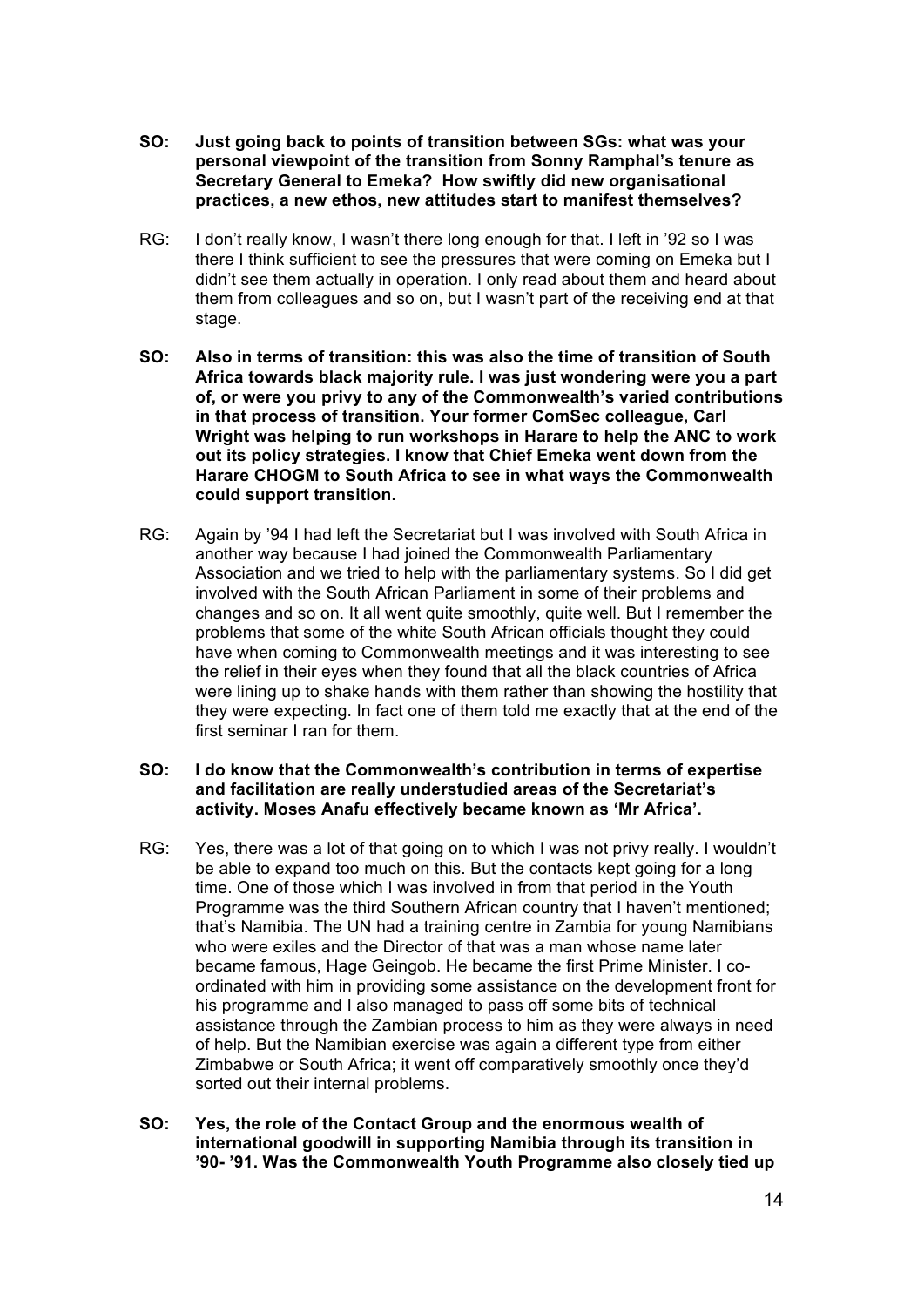**SO: Just going back to points of transition between SGs: what was your personal viewpoint of the transition from Sonny Ramphal's tenure as Secretary General to Emeka? How swiftly did new organisational practices, a new ethos, new attitudes start to manifest themselves?**

RG: I don't really know, I wasn't there long enough for that. I left in '92 so I was there I think sufficient to see the pressures that were coming on Emeka but I didn't see them actually in operation. I only read about them and heard about them from colleagues and so on, but I wasn't part of the receiving end at that stage.

**SO: Also in terms of transition: this was also the time of transition of South Africa towards black majority rule. I was just wondering were you a part of, or were you privy to any of the Commonwealth's varied contributions in that process of transition. Your former ComSec colleague, Carl Wright was helping to run workshops in Harare to help the ANC to work out its policy strategies. I know that Chief Emeka went down from the Harare CHOGM to South Africa to see in what ways the Commonwealth could support transition.**

RG: Again by '94 I had left the Secretariat but I was involved with South Africa in another way because I had joined the Commonwealth Parliamentary Association and we tried to help with the parliamentary systems. So I did get involved with the South African Parliament in some of their problems and changes and so on. It all went quite smoothly, quite well. But I remember the problems that some of the white South African officials thought they could have when coming to Commonwealth meetings and it was interesting to see the relief in their eyes when they found that all the black countries of Africa were lining up to shake hands with them rather than showing the hostility that they were expecting. In fact one of them told me exactly that at the end of the first seminar I ran for them.

**SO: I do know that the Commonwealth's contribution in terms of expertise and facilitation are really understudied areas of the Secretariat's activity. Moses Anafu effectively became known as 'Mr Africa'.**

RG: Yes, there was a lot of that going on to which I was not privy really. I wouldn't be able to expand too much on this. But the contacts kept going for a long time. One of those which I was involved in from that period in the Youth Programme was the third Southern African country that I haven't mentioned; that's Namibia. The UN had a training centre in Zambia for young Namibians who were exiles and the Director of that was a man whose name later became famous, Hage Geingob. He became the first Prime Minister. I co-ordinated with him in providing some assistance on the development front for his programme and I also managed to pass off some bits of technical assistance through the Zambian process to him as they were always in need of help. But the Namibian exercise was again a different type from either Zimbabwe or South Africa; it went off comparatively smoothly once they'd sorted out their internal problems.

**SO: Yes, the role of the Contact Group and the enormous wealth of international goodwill in supporting Namibia through its transition in '90- '91. Was the Commonwealth Youth Programme also closely tied up**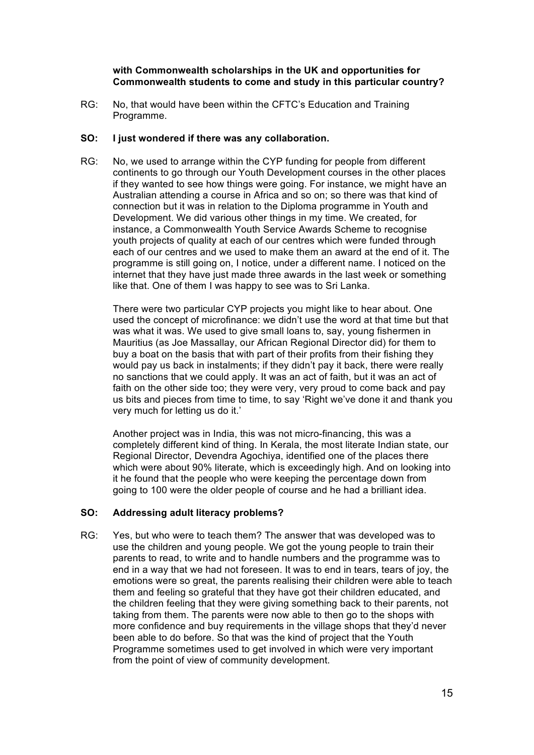**with Commonwealth scholarships in the UK and opportunities for Commonwealth students to come and study in this particular country?**

RG: No, that would have been within the CFTC's Education and Training Programme.

**SO: I just wondered if there was any collaboration.**

RG: No, we used to arrange within the CYP funding for people from different continents to go through our Youth Development courses in the other places if they wanted to see how things were going. For instance, we might have an Australian attending a course in Africa and so on; so there was that kind of connection but it was in relation to the Diploma programme in Youth and Development. We did various other things in my time. We created, for instance, a Commonwealth Youth Service Awards Scheme to recognise youth projects of quality at each of our centres which were funded through each of our centres and we used to make them an award at the end of it. The programme is still going on, I notice, under a different name. I noticed on the internet that they have just made three awards in the last week or something like that. One of them I was happy to see was to Sri Lanka.

There were two particular CYP projects you might like to hear about. One used the concept of microfinance: we didn't use the word at that time but that was what it was. We used to give small loans to, say, young fishermen in Mauritius (as Joe Massallay, our African Regional Director did) for them to buy a boat on the basis that with part of their profits from their fishing they would pay us back in instalments; if they didn't pay it back, there were really no sanctions that we could apply. It was an act of faith, but it was an act of faith on the other side too; they were very, very proud to come back and pay us bits and pieces from time to time, to say 'Right we've done it and thank you very much for letting us do it.'

Another project was in India, this was not micro-financing, this was a completely different kind of thing. In Kerala, the most literate Indian state, our Regional Director, Devendra Agochiya, identified one of the places there which were about 90% literate, which is exceedingly high. And on looking into it he found that the people who were keeping the percentage down from going to 100 were the older people of course and he had a brilliant idea.

**SO: Addressing adult literacy problems?**

RG: Yes, but who were to teach them? The answer that was developed was to use the children and young people. We got the young people to train their parents to read, to write and to handle numbers and the programme was to end in a way that we had not foreseen. It was to end in tears, tears of joy, the emotions were so great, the parents realising their children were able to teach them and feeling so grateful that they have got their children educated, and the children feeling that they were giving something back to their parents, not taking from them. The parents were now able to then go to the shops with more confidence and buy requirements in the village shops that they'd never been able to do before. So that was the kind of project that the Youth Programme sometimes used to get involved in which were very important from the point of view of community development.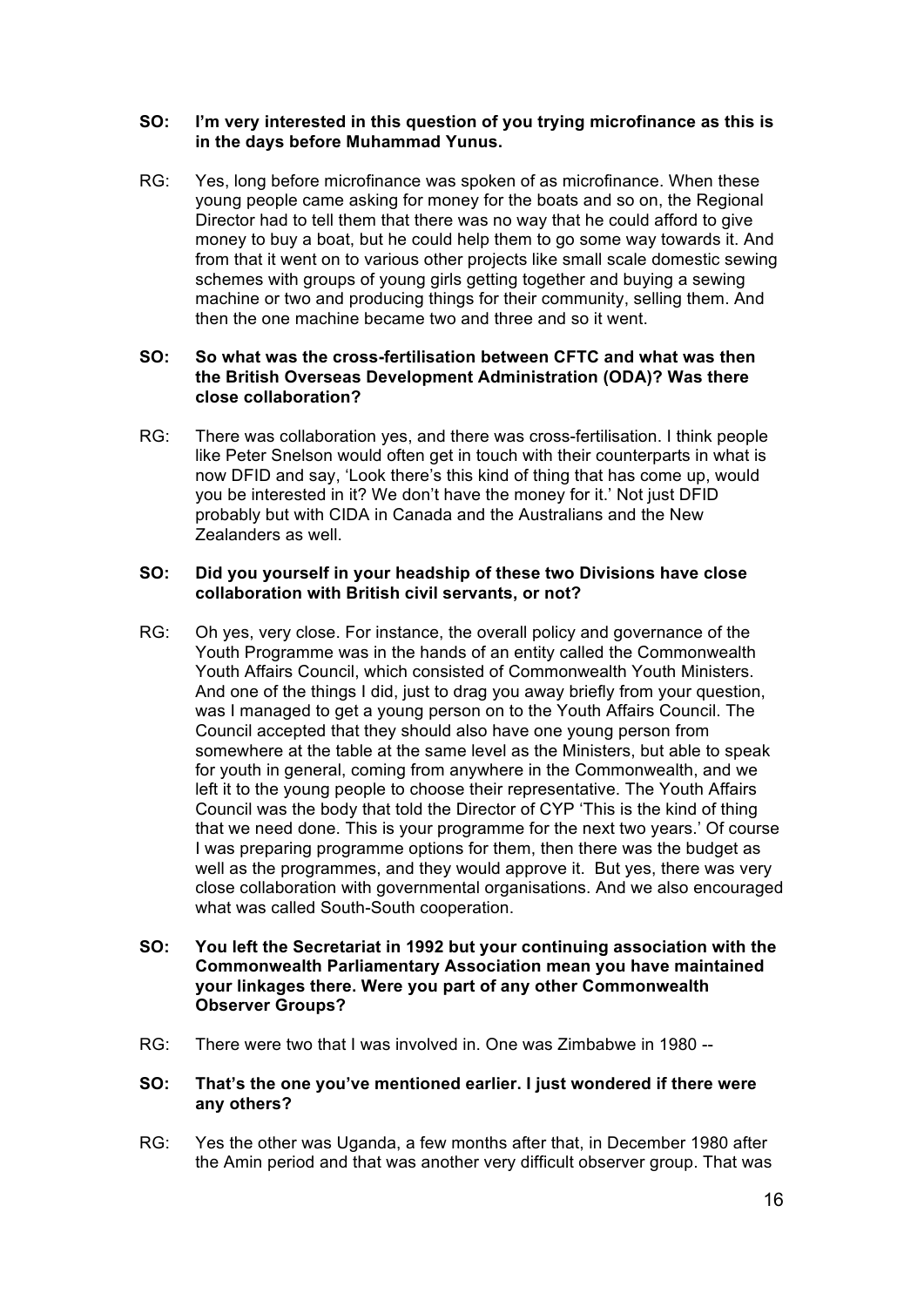**SO: I'm very interested in this question of you trying microfinance as this is in the days before Muhammad Yunus.**

RG: Yes, long before microfinance was spoken of as microfinance. When these young people came asking for money for the boats and so on, the Regional Director had to tell them that there was no way that he could afford to give money to buy a boat, but he could help them to go some way towards it. And from that it went on to various other projects like small scale domestic sewing schemes with groups of young girls getting together and buying a sewing machine or two and producing things for their community, selling them. And then the one machine became two and three and so it went.

**SO: So what was the cross-fertilisation between CFTC and what was then the British Overseas Development Administration (ODA)? Was there close collaboration?**

RG: There was collaboration yes, and there was cross-fertilisation. I think people like Peter Snelson would often get in touch with their counterparts in what is now DFID and say, 'Look there's this kind of thing that has come up, would you be interested in it? We don't have the money for it.' Not just DFID probably but with CIDA in Canada and the Australians and the New Zealanders as well.

**SO: Did you yourself in your headship of these two Divisions have close collaboration with British civil servants, or not?**

RG: Oh yes, very close. For instance, the overall policy and governance of the Youth Programme was in the hands of an entity called the Commonwealth Youth Affairs Council, which consisted of Commonwealth Youth Ministers. And one of the things I did, just to drag you away briefly from your question, was I managed to get a young person on to the Youth Affairs Council. The Council accepted that they should also have one young person from somewhere at the table at the same level as the Ministers, but able to speak for youth in general, coming from anywhere in the Commonwealth, and we left it to the young people to choose their representative. The Youth Affairs Council was the body that told the Director of CYP 'This is the kind of thing that we need done. This is your programme for the next two years.' Of course I was preparing programme options for them, then there was the budget as well as the programmes, and they would approve it. But yes, there was very close collaboration with governmental organisations. And we also encouraged what was called South-South cooperation.

**SO: You left the Secretariat in 1992 but your continuing association with the Commonwealth Parliamentary Association mean you have maintained your linkages there. Were you part of any other Commonwealth Observer Groups?**

RG: There were two that I was involved in. One was Zimbabwe in 1980 --

**SO: That's the one you've mentioned earlier. I just wondered if there were any others?**

RG: Yes the other was Uganda, a few months after that, in December 1980 after the Amin period and that was another very difficult observer group. That was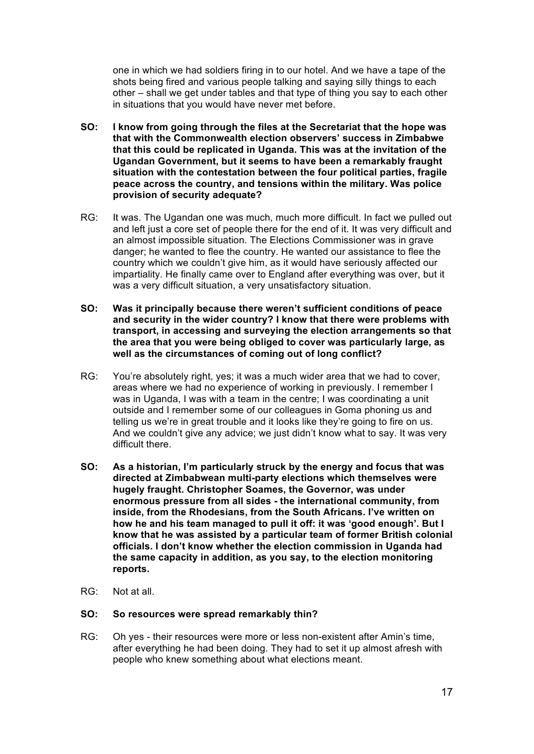one in which we had soldiers firing in to our hotel. And we have a tape of the shots being fired and various people talking and saying silly things to each other – shall we get under tables and that type of thing you say to each other in situations that you would have never met before.

**SO: I know from going through the files at the Secretariat that the hope was that with the Commonwealth election observers' success in Zimbabwe that this could be replicated in Uganda. This was at the invitation of the Ugandan Government, but it seems to have been a remarkably fraught situation with the contestation between the four political parties, fragile peace across the country, and tensions within the military. Was police provision of security adequate?**

RG: It was. The Ugandan one was much, much more difficult. In fact we pulled out and left just a core set of people there for the end of it. It was very difficult and an almost impossible situation. The Elections Commissioner was in grave danger; he wanted to flee the country. He wanted our assistance to flee the country which we couldn't give him, as it would have seriously affected our impartiality. He finally came over to England after everything was over, but it was a very difficult situation, a very unsatisfactory situation.

**SO: Was it principally because there weren't sufficient conditions of peace and security in the wider country? I know that there were problems with transport, in accessing and surveying the election arrangements so that the area that you were being obliged to cover was particularly large, as well as the circumstances of coming out of long conflict?**

RG: You're absolutely right, yes; it was a much wider area that we had to cover, areas where we had no experience of working in previously. I remember I was in Uganda, I was with a team in the centre; I was coordinating a unit outside and I remember some of our colleagues in Goma phoning us and telling us we're in great trouble and it looks like they're going to fire on us. And we couldn't give any advice; we just didn't know what to say. It was very difficult there.

**SO: As a historian, I'm particularly struck by the energy and focus that was directed at Zimbabwean multi-party elections which themselves were hugely fraught. Christopher Soames, the Governor, was under enormous pressure from all sides - the international community, from inside, from the Rhodesians, from the South Africans. I've written on how he and his team managed to pull it off: it was 'good enough'. But I know that he was assisted by a particular team of former British colonial officials. I don't know whether the election commission in Uganda had the same capacity in addition, as you say, to the election monitoring reports.**

RG: Not at all.

**SO: So resources were spread remarkably thin?**

RG: Oh yes - their resources were more or less non-existent after Amin's time, after everything he had been doing. They had to set it up almost afresh with people who knew something about what elections meant.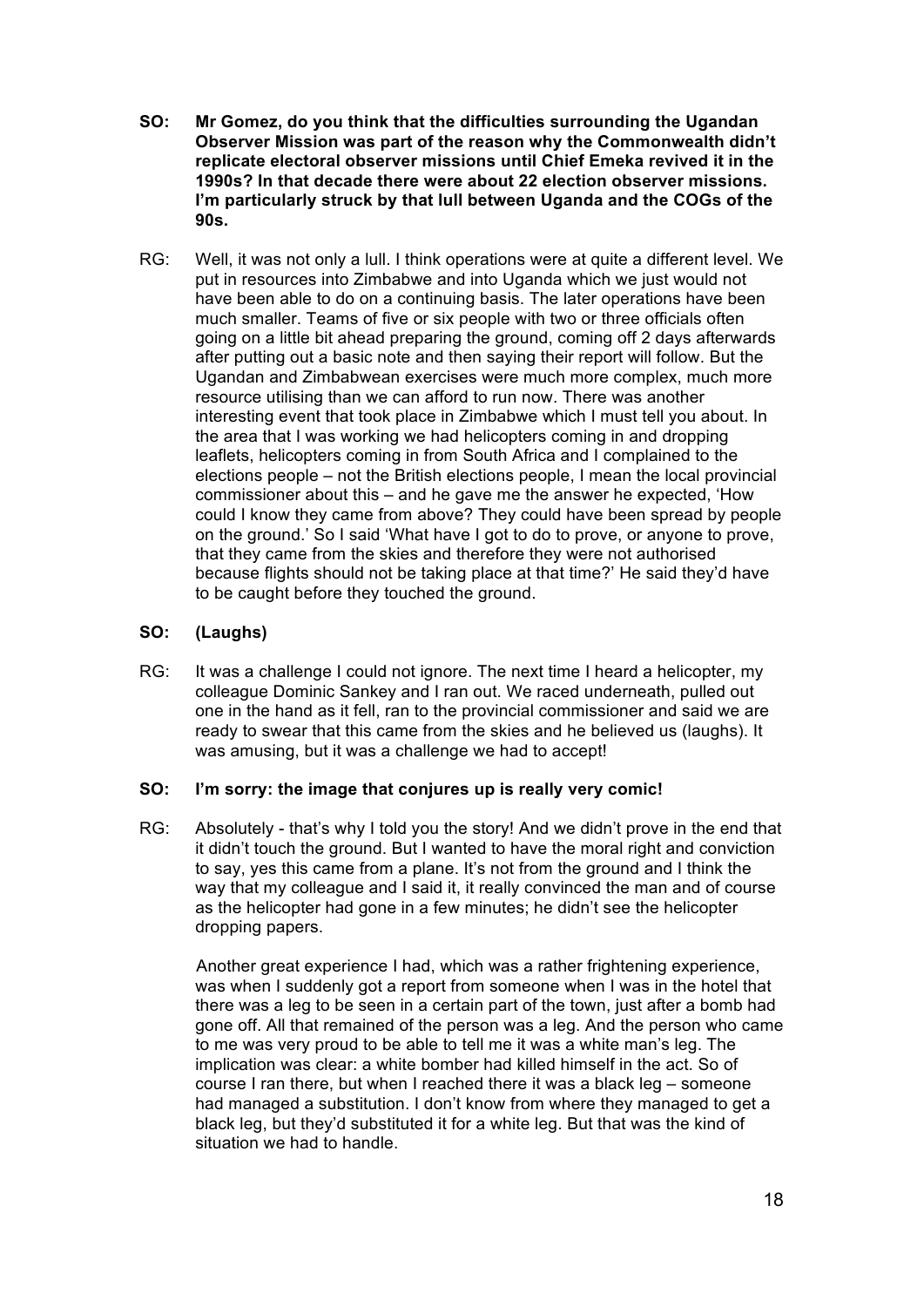**SO: Mr Gomez, do you think that the difficulties surrounding the Ugandan Observer Mission was part of the reason why the Commonwealth didn't replicate electoral observer missions until Chief Emeka revived it in the 1990s? In that decade there were about 22 election observer missions. I'm particularly struck by that lull between Uganda and the COGs of the 90s.**

RG: Well, it was not only a lull. I think operations were at quite a different level. We put in resources into Zimbabwe and into Uganda which we just would not have been able to do on a continuing basis. The later operations have been much smaller. Teams of five or six people with two or three officials often going on a little bit ahead preparing the ground, coming off 2 days afterwards after putting out a basic note and then saying their report will follow. But the Ugandan and Zimbabwean exercises were much more complex, much more resource utilising than we can afford to run now. There was another interesting event that took place in Zimbabwe which I must tell you about. In the area that I was working we had helicopters coming in and dropping leaflets, helicopters coming in from South Africa and I complained to the elections people – not the British elections people, I mean the local provincial commissioner about this – and he gave me the answer he expected, 'How could I know they came from above? They could have been spread by people on the ground.' So I said 'What have I got to do to prove, or anyone to prove, that they came from the skies and therefore they were not authorised because flights should not be taking place at that time?' He said they'd have to be caught before they touched the ground.

**SO: (Laughs)**

RG: It was a challenge I could not ignore. The next time I heard a helicopter, my colleague Dominic Sankey and I ran out. We raced underneath, pulled out one in the hand as it fell, ran to the provincial commissioner and said we are ready to swear that this came from the skies and he believed us (laughs). It was amusing, but it was a challenge we had to accept!

**SO: I'm sorry: the image that conjures up is really very comic!**

RG: Absolutely - that's why I told you the story! And we didn't prove in the end that it didn't touch the ground. But I wanted to have the moral right and conviction to say, yes this came from a plane. It's not from the ground and I think the way that my colleague and I said it, it really convinced the man and of course as the helicopter had gone in a few minutes; he didn't see the helicopter dropping papers.

Another great experience I had, which was a rather frightening experience, was when I suddenly got a report from someone when I was in the hotel that there was a leg to be seen in a certain part of the town, just after a bomb had gone off. All that remained of the person was a leg. And the person who came to me was very proud to be able to tell me it was a white man's leg. The implication was clear: a white bomber had killed himself in the act. So of course I ran there, but when I reached there it was a black leg – someone had managed a substitution. I don't know from where they managed to get a black leg, but they'd substituted it for a white leg. But that was the kind of situation we had to handle.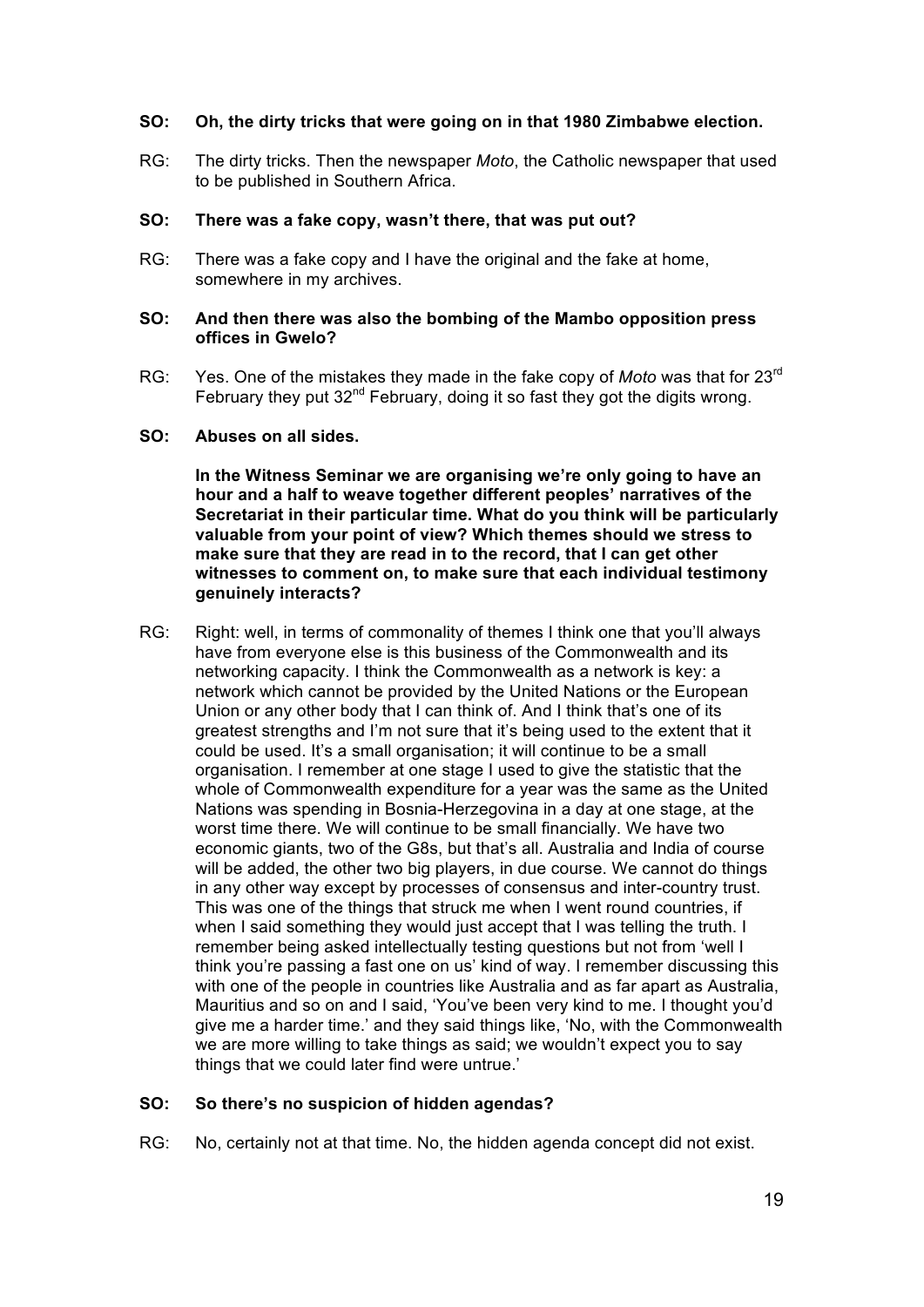**SO: Oh, the dirty tricks that were going on in that 1980 Zimbabwe election.**

RG: The dirty tricks. Then the newspaper *Moto*, the Catholic newspaper that used to be published in Southern Africa.

**SO: There was a fake copy, wasn't there, that was put out?**

RG: There was a fake copy and I have the original and the fake at home, somewhere in my archives.

**SO: And then there was also the bombing of the Mambo opposition press offices in Gwelo?**

RG: Yes. One of the mistakes they made in the fake copy of *Moto* was that for 23rd February they put 32nd February, doing it so fast they got the digits wrong.

**SO: Abuses on all sides.**

**In the Witness Seminar we are organising we're only going to have an hour and a half to weave together different peoples' narratives of the Secretariat in their particular time. What do you think will be particularly valuable from your point of view? Which themes should we stress to make sure that they are read in to the record, that I can get other witnesses to comment on, to make sure that each individual testimony genuinely interacts?**

RG: Right: well, in terms of commonality of themes I think one that you'll always have from everyone else is this business of the Commonwealth and its networking capacity. I think the Commonwealth as a network is key: a network which cannot be provided by the United Nations or the European Union or any other body that I can think of. And I think that's one of its greatest strengths and I'm not sure that it's being used to the extent that it could be used. It's a small organisation; it will continue to be a small organisation. I remember at one stage I used to give the statistic that the whole of Commonwealth expenditure for a year was the same as the United Nations was spending in Bosnia-Herzegovina in a day at one stage, at the worst time there. We will continue to be small financially. We have two economic giants, two of the G8s, but that's all. Australia and India of course will be added, the other two big players, in due course. We cannot do things in any other way except by processes of consensus and inter-country trust. This was one of the things that struck me when I went round countries, if when I said something they would just accept that I was telling the truth. I remember being asked intellectually testing questions but not from 'well I think you're passing a fast one on us' kind of way. I remember discussing this with one of the people in countries like Australia and as far apart as Australia, Mauritius and so on and I said, 'You've been very kind to me. I thought you'd give me a harder time.' and they said things like, 'No, with the Commonwealth we are more willing to take things as said; we wouldn't expect you to say things that we could later find were untrue.'

**SO: So there's no suspicion of hidden agendas?**

RG: No, certainly not at that time. No, the hidden agenda concept did not exist.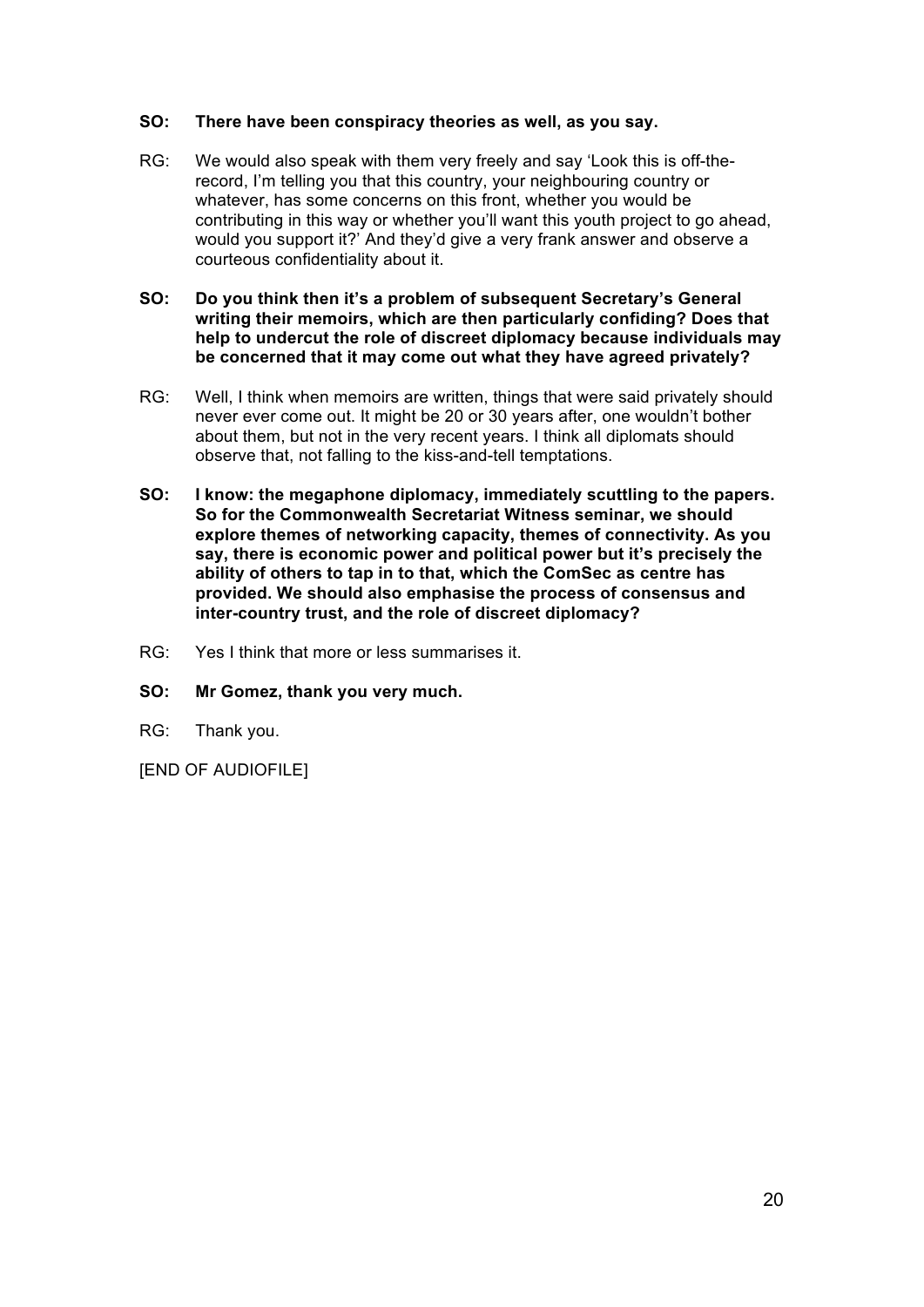**SO: There have been conspiracy theories as well, as you say.**

RG: We would also speak with them very freely and say 'Look this is off-the-record, I'm telling you that this country, your neighbouring country or whatever, has some concerns on this front, whether you would be contributing in this way or whether you'll want this youth project to go ahead, would you support it?' And they'd give a very frank answer and observe a courteous confidentiality about it.

**SO: Do you think then it's a problem of subsequent Secretary's General writing their memoirs, which are then particularly confiding? Does that help to undercut the role of discreet diplomacy because individuals may be concerned that it may come out what they have agreed privately?**

RG: Well, I think when memoirs are written, things that were said privately should never ever come out. It might be 20 or 30 years after, one wouldn't bother about them, but not in the very recent years. I think all diplomats should observe that, not falling to the kiss-and-tell temptations.

**SO: I know: the megaphone diplomacy, immediately scuttling to the papers. So for the Commonwealth Secretariat Witness seminar, we should explore themes of networking capacity, themes of connectivity. As you say, there is economic power and political power but it's precisely the ability of others to tap in to that, which the ComSec as centre has provided. We should also emphasise the process of consensus and inter-country trust, and the role of discreet diplomacy?**

RG: Yes I think that more or less summarises it.

**SO: Mr Gomez, thank you very much.**

RG: Thank you.

[END OF AUDIOFILE]